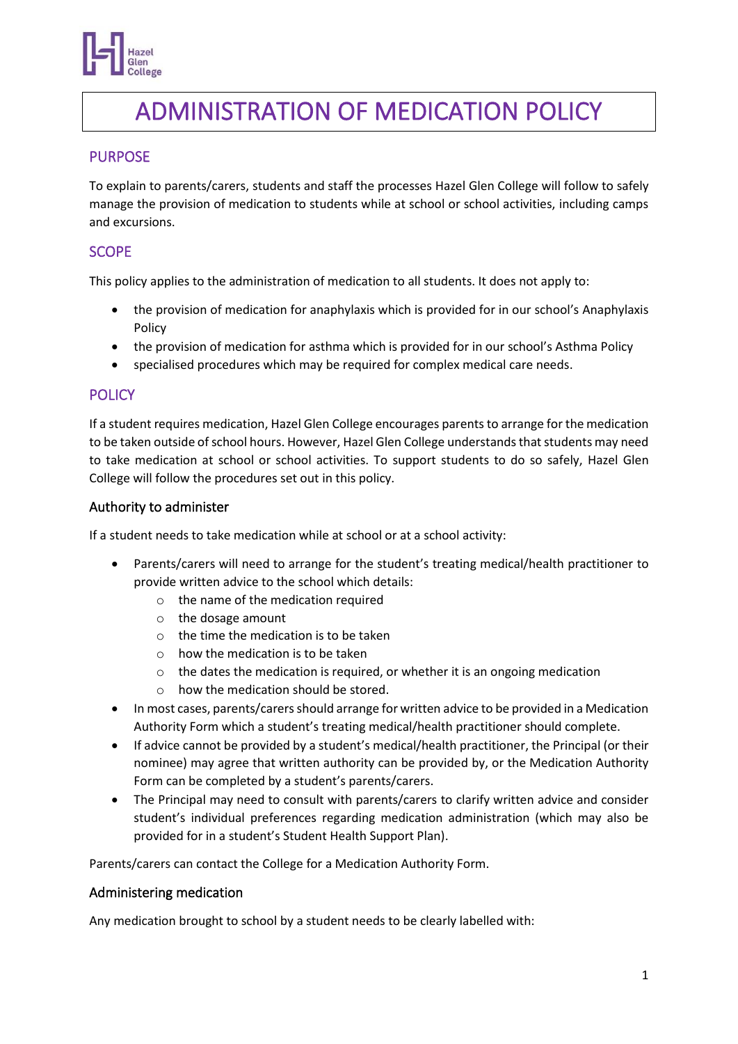# ADMINISTRATION OF MEDICATION POLICY

## PURPOSE

To explain to parents/carers, students and staff the processes Hazel Glen College will follow to safely manage the provision of medication to students while at school or school activities, including camps and excursions.

## SCOPE

This policy applies to the administration of medication to all students. It does not apply to:

- the provision of medication for anaphylaxis which is provided for in our school's Anaphylaxis Policy
- the provision of medication for asthma which is provided for in our school's Asthma Policy
- specialised procedures which may be required for complex medical care needs.

## POLICY

If a student requires medication, Hazel Glen College encourages parents to arrange for the medication to be taken outside of school hours. However, Hazel Glen College understands that students may need to take medication at school or school activities. To support students to do so safely, Hazel Glen College will follow the procedures set out in this policy.

### Authority to administer

If a student needs to take medication while at school or at a school activity:

- Parents/carers will need to arrange for the student's treating medical/health practitioner to provide written advice to the school which details:
  - the name of the medication required
  - the dosage amount
  - the time the medication is to be taken
  - how the medication is to be taken
  - the dates the medication is required, or whether it is an ongoing medication
  - how the medication should be stored.
- In most cases, parents/carers should arrange for written advice to be provided in a Medication Authority Form which a student's treating medical/health practitioner should complete.
- If advice cannot be provided by a student's medical/health practitioner, the Principal (or their nominee) may agree that written authority can be provided by, or the Medication Authority Form can be completed by a student's parents/carers.
- The Principal may need to consult with parents/carers to clarify written advice and consider student's individual preferences regarding medication administration (which may also be provided for in a student's Student Health Support Plan).

Parents/carers can contact the College for a Medication Authority Form.

### Administering medication

Any medication brought to school by a student needs to be clearly labelled with: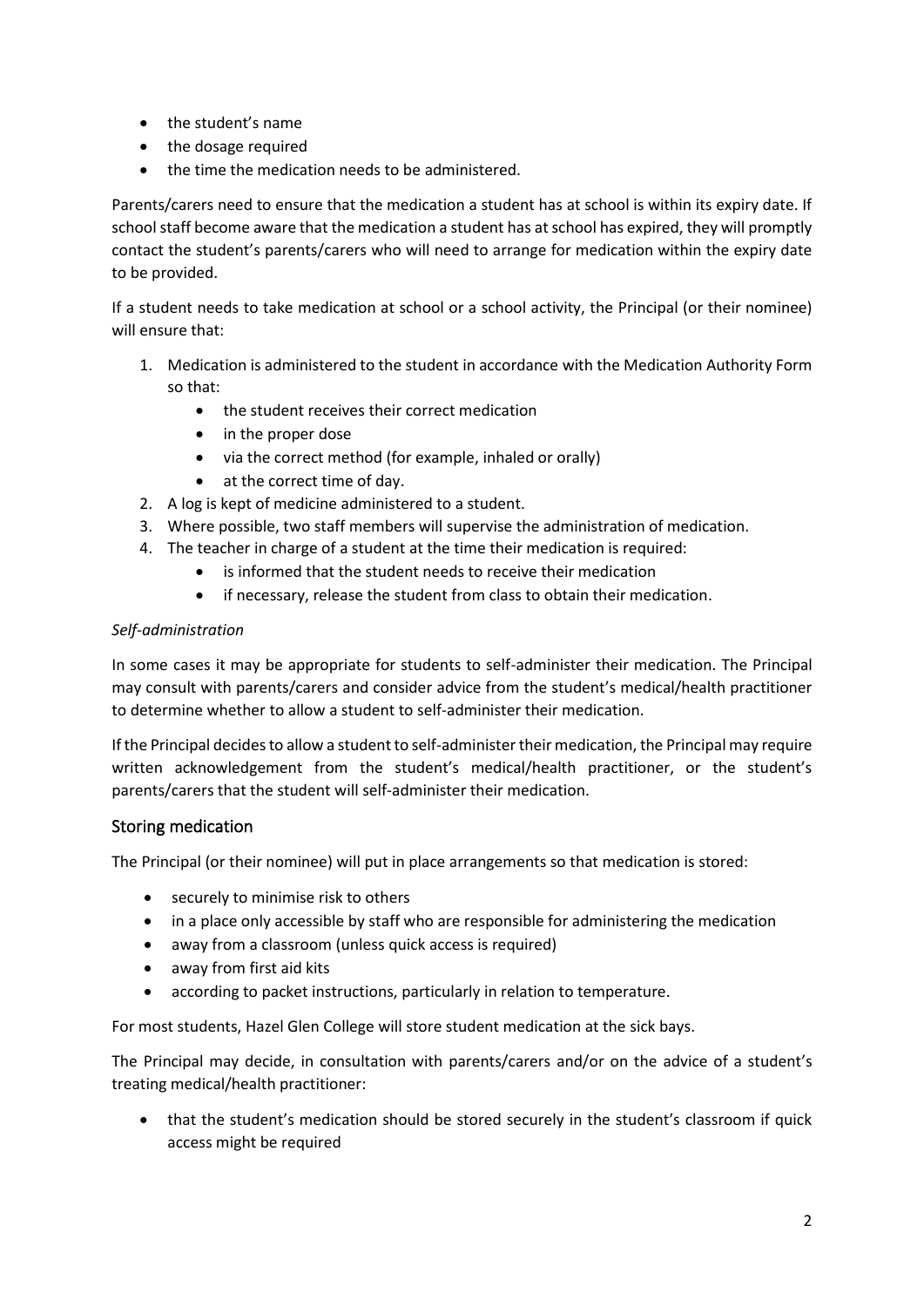- the student's name
- the dosage required
- the time the medication needs to be administered.

Parents/carers need to ensure that the medication a student has at school is within its expiry date. If school staff become aware that the medication a student has at school has expired, they will promptly contact the student's parents/carers who will need to arrange for medication within the expiry date to be provided.

If a student needs to take medication at school or a school activity, the Principal (or their nominee) will ensure that:

1. Medication is administered to the student in accordance with the Medication Authority Form so that:
   - the student receives their correct medication
   - in the proper dose
   - via the correct method (for example, inhaled or orally)
   - at the correct time of day.
2. A log is kept of medicine administered to a student.
3. Where possible, two staff members will supervise the administration of medication.
4. The teacher in charge of a student at the time their medication is required:
   - is informed that the student needs to receive their medication
   - if necessary, release the student from class to obtain their medication.

*Self-administration*

In some cases it may be appropriate for students to self-administer their medication. The Principal may consult with parents/carers and consider advice from the student's medical/health practitioner to determine whether to allow a student to self-administer their medication.

If the Principal decides to allow a student to self-administer their medication, the Principal may require written acknowledgement from the student's medical/health practitioner, or the student's parents/carers that the student will self-administer their medication.

## Storing medication

The Principal (or their nominee) will put in place arrangements so that medication is stored:

- securely to minimise risk to others
- in a place only accessible by staff who are responsible for administering the medication
- away from a classroom (unless quick access is required)
- away from first aid kits
- according to packet instructions, particularly in relation to temperature.

For most students, Hazel Glen College will store student medication at the sick bays.

The Principal may decide, in consultation with parents/carers and/or on the advice of a student's treating medical/health practitioner:

- that the student's medication should be stored securely in the student's classroom if quick access might be required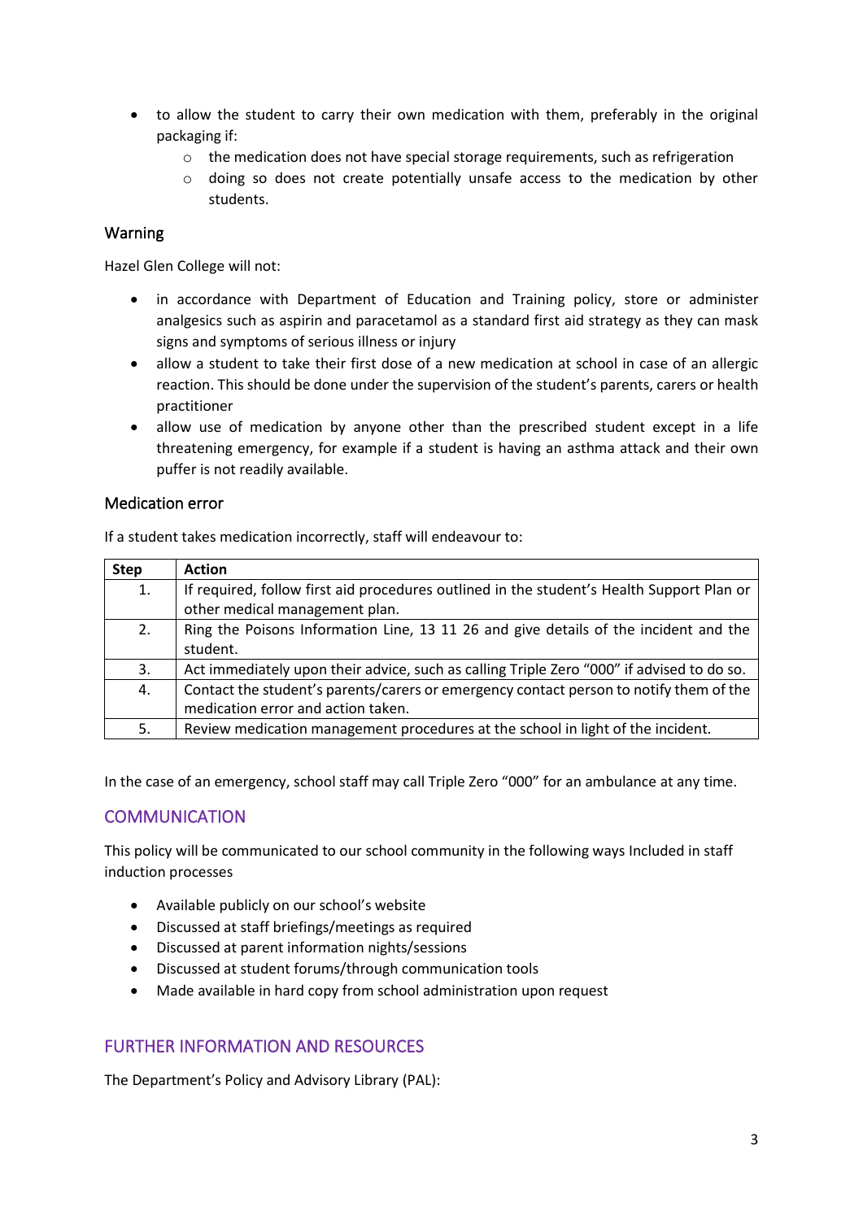- to allow the student to carry their own medication with them, preferably in the original packaging if:
  - the medication does not have special storage requirements, such as refrigeration
  - doing so does not create potentially unsafe access to the medication by other students.

### Warning

Hazel Glen College will not:

- in accordance with Department of Education and Training policy, store or administer analgesics such as aspirin and paracetamol as a standard first aid strategy as they can mask signs and symptoms of serious illness or injury
- allow a student to take their first dose of a new medication at school in case of an allergic reaction. This should be done under the supervision of the student's parents, carers or health practitioner
- allow use of medication by anyone other than the prescribed student except in a life threatening emergency, for example if a student is having an asthma attack and their own puffer is not readily available.

### Medication error

If a student takes medication incorrectly, staff will endeavour to:

| Step | Action |
|---|---|
| 1. | If required, follow first aid procedures outlined in the student's Health Support Plan or other medical management plan. |
| 2. | Ring the Poisons Information Line, 13 11 26 and give details of the incident and the student. |
| 3. | Act immediately upon their advice, such as calling Triple Zero "000" if advised to do so. |
| 4. | Contact the student's parents/carers or emergency contact person to notify them of the medication error and action taken. |
| 5. | Review medication management procedures at the school in light of the incident. |

In the case of an emergency, school staff may call Triple Zero "000" for an ambulance at any time.

## COMMUNICATION

This policy will be communicated to our school community in the following ways Included in staff induction processes

- Available publicly on our school's website
- Discussed at staff briefings/meetings as required
- Discussed at parent information nights/sessions
- Discussed at student forums/through communication tools
- Made available in hard copy from school administration upon request

## FURTHER INFORMATION AND RESOURCES

The Department's Policy and Advisory Library (PAL):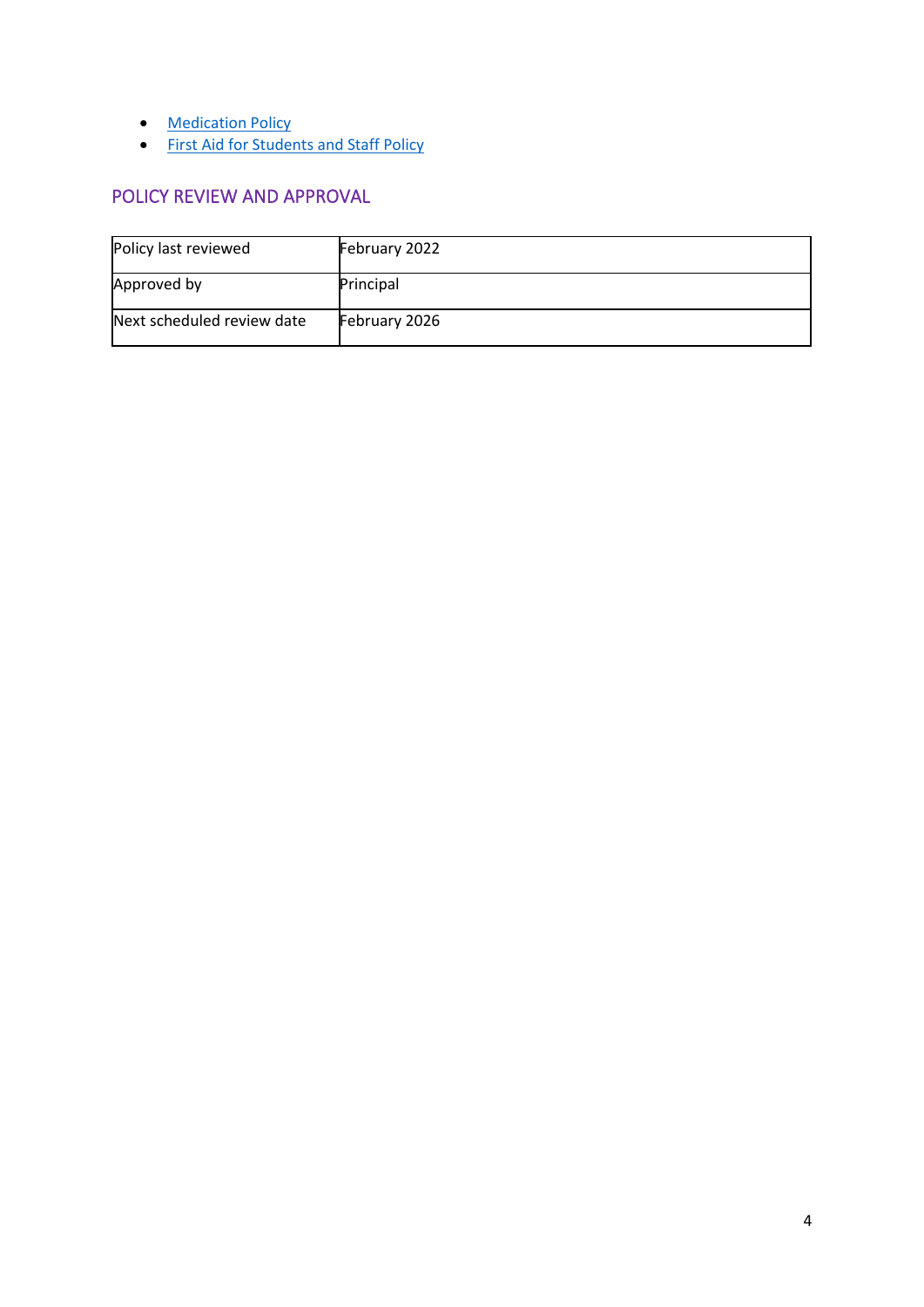- Medication Policy
- First Aid for Students and Staff Policy

## POLICY REVIEW AND APPROVAL

| | |
|---|---|
| Policy last reviewed | February 2022 |
| Approved by | Principal |
| Next scheduled review date | February 2026 |